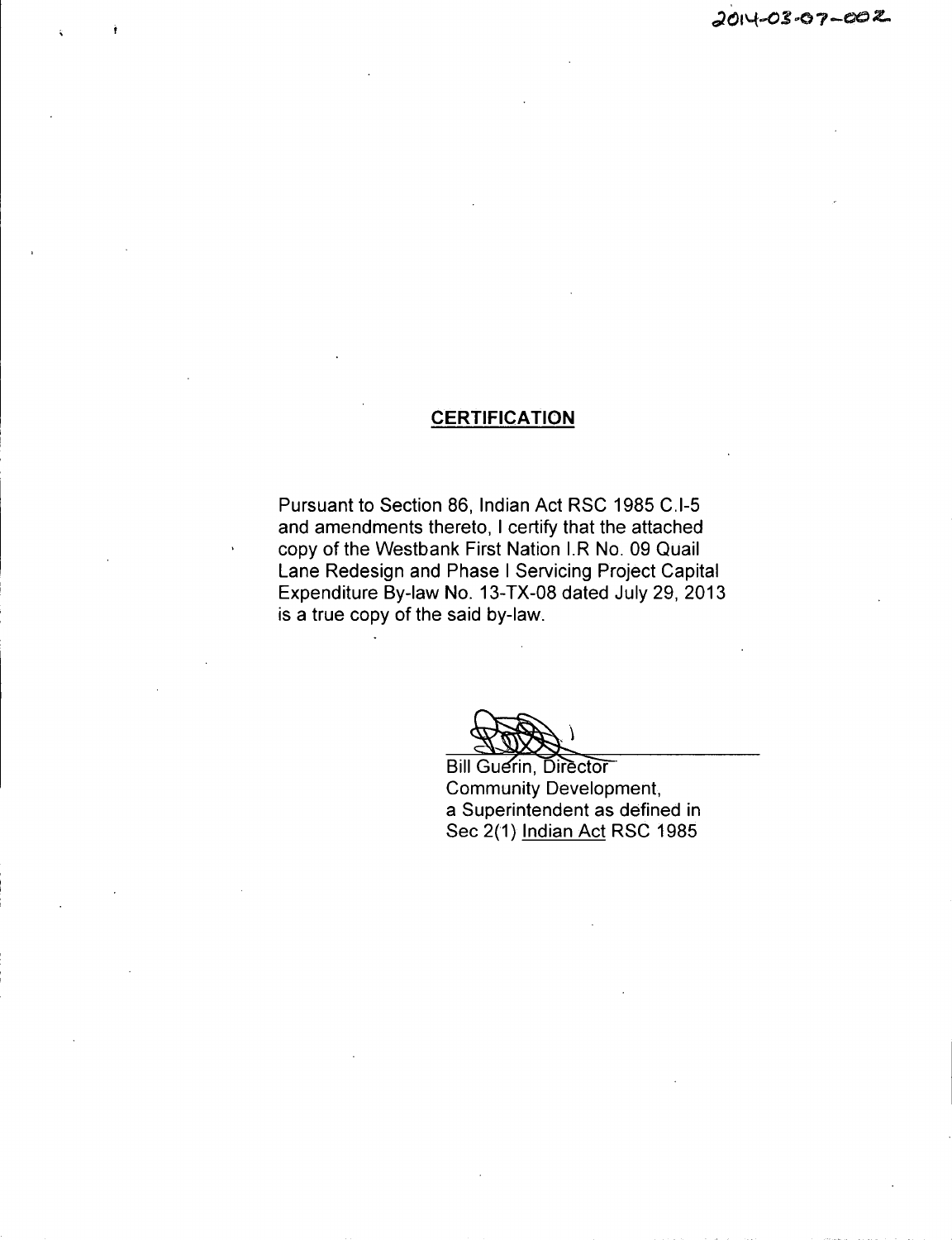2014-03-07-002

## CERTIFICATION

Pursuant to Section 86, Indian Act RSC 1985 C.I-5 and amendments thereto, I certify that the attached copy of the Westbank First Nation I.R No. 09 Quail Lane Redesign and Phase I Servicing Project Capital Expenditure By-law No. 13-TX-08 dated July 29, 2013 is a true copy of the said by-law.

Bill Guerin, Director
Community Development,
a Superintendent as defined in
Sec 2(1) Indian Act RSC 1985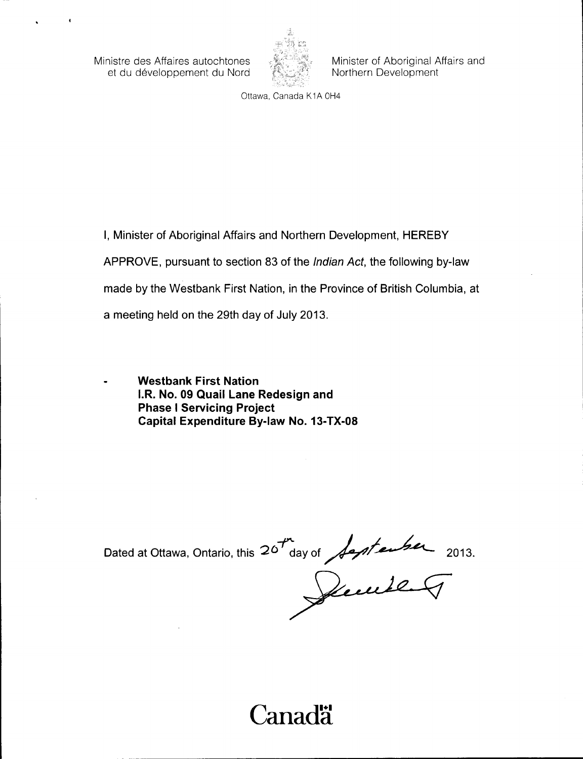Ministre des Affaires autochtones et du développement du Nord

Minister of Aboriginal Affairs and Northern Development

Ottawa, Canada K1A 0H4

I, Minister of Aboriginal Affairs and Northern Development, HEREBY APPROVE, pursuant to section 83 of the *Indian Act*, the following by-law made by the Westbank First Nation, in the Province of British Columbia, at a meeting held on the 29th day of July 2013.

- **Westbank First Nation I.R. No. 09 Quail Lane Redesign and Phase I Servicing Project Capital Expenditure By-law No. 13-TX-08**

Dated at Ottawa, Ontario, this 20th day of September 2013.

Canada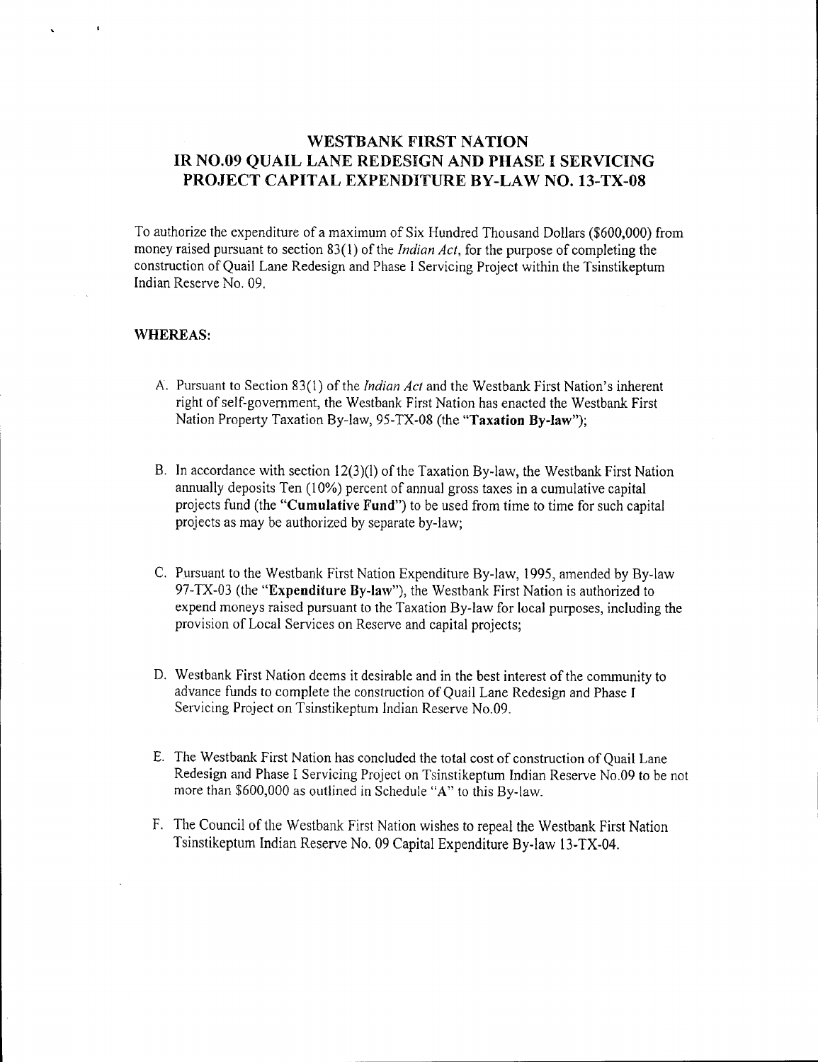# WESTBANK FIRST NATION
# IR NO.09 QUAIL LANE REDESIGN AND PHASE I SERVICING PROJECT CAPITAL EXPENDITURE BY-LAW NO. 13-TX-08

To authorize the expenditure of a maximum of Six Hundred Thousand Dollars ($600,000) from money raised pursuant to section 83(1) of the *Indian Act*, for the purpose of completing the construction of Quail Lane Redesign and Phase I Servicing Project within the Tsinstikeptum Indian Reserve No. 09.

**WHEREAS:**

A. Pursuant to Section 83(1) of the *Indian Act* and the Westbank First Nation's inherent right of self-government, the Westbank First Nation has enacted the Westbank First Nation Property Taxation By-law, 95-TX-08 (the "**Taxation By-law**");

B. In accordance with section 12(3)(l) of the Taxation By-law, the Westbank First Nation annually deposits Ten (10%) percent of annual gross taxes in a cumulative capital projects fund (the "**Cumulative Fund**") to be used from time to time for such capital projects as may be authorized by separate by-law;

C. Pursuant to the Westbank First Nation Expenditure By-law, 1995, amended by By-law 97-TX-03 (the "**Expenditure By-law**"), the Westbank First Nation is authorized to expend moneys raised pursuant to the Taxation By-law for local purposes, including the provision of Local Services on Reserve and capital projects;

D. Westbank First Nation deems it desirable and in the best interest of the community to advance funds to complete the construction of Quail Lane Redesign and Phase I Servicing Project on Tsinstikeptum Indian Reserve No.09.

E. The Westbank First Nation has concluded the total cost of construction of Quail Lane Redesign and Phase I Servicing Project on Tsinstikeptum Indian Reserve No.09 to be not more than $600,000 as outlined in Schedule "A" to this By-law.

F. The Council of the Westbank First Nation wishes to repeal the Westbank First Nation Tsinstikeptum Indian Reserve No. 09 Capital Expenditure By-law 13-TX-04.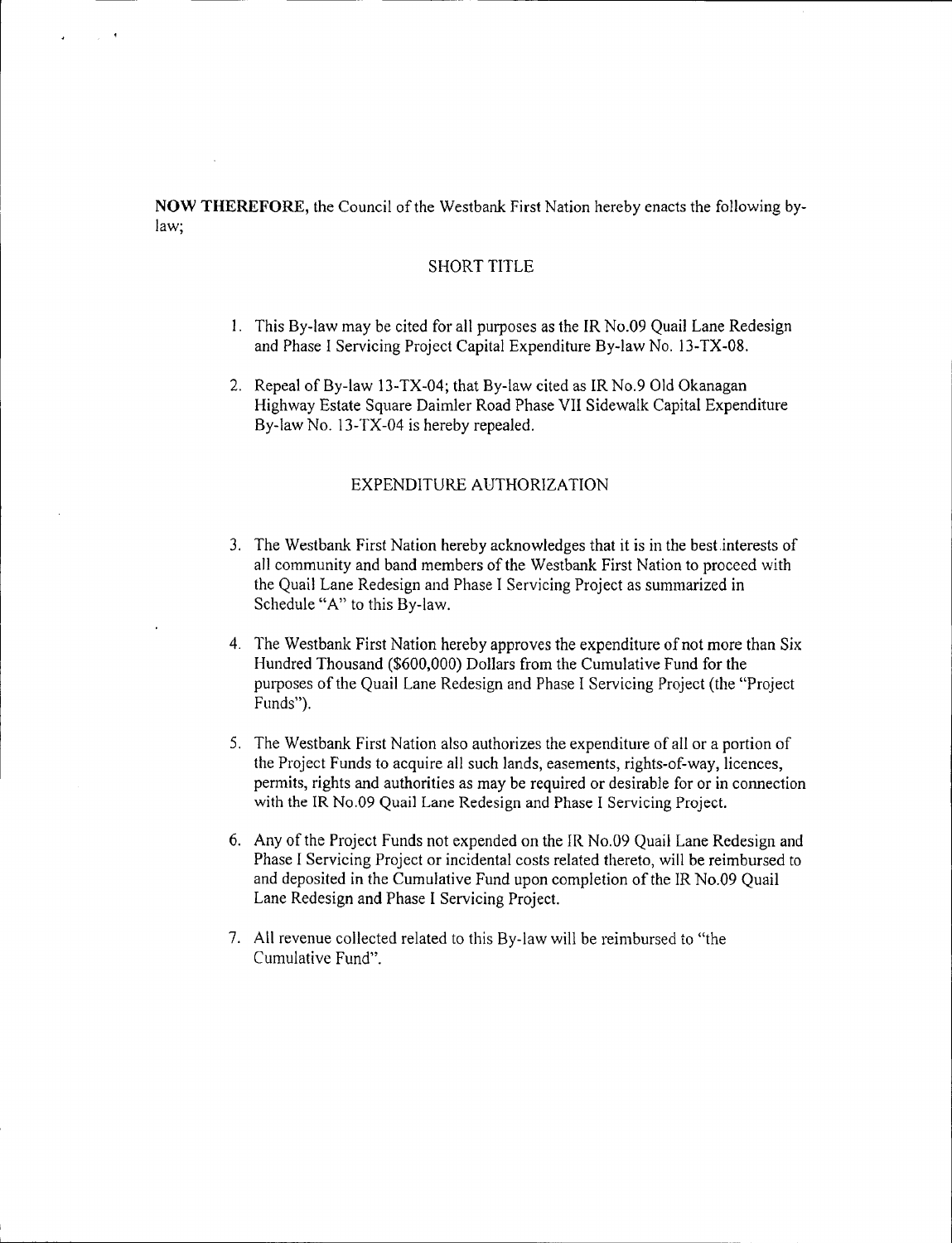**NOW THEREFORE,** the Council of the Westbank First Nation hereby enacts the following by-law;

## SHORT TITLE

1. This By-law may be cited for all purposes as the IR No.09 Quail Lane Redesign and Phase I Servicing Project Capital Expenditure By-law No. 13-TX-08.

2. Repeal of By-law 13-TX-04; that By-law cited as IR No.9 Old Okanagan Highway Estate Square Daimler Road Phase VII Sidewalk Capital Expenditure By-law No. 13-TX-04 is hereby repealed.

## EXPENDITURE AUTHORIZATION

3. The Westbank First Nation hereby acknowledges that it is in the best interests of all community and band members of the Westbank First Nation to proceed with the Quail Lane Redesign and Phase I Servicing Project as summarized in Schedule "A" to this By-law.

4. The Westbank First Nation hereby approves the expenditure of not more than Six Hundred Thousand ($600,000) Dollars from the Cumulative Fund for the purposes of the Quail Lane Redesign and Phase I Servicing Project (the "Project Funds").

5. The Westbank First Nation also authorizes the expenditure of all or a portion of the Project Funds to acquire all such lands, easements, rights-of-way, licences, permits, rights and authorities as may be required or desirable for or in connection with the IR No.09 Quail Lane Redesign and Phase I Servicing Project.

6. Any of the Project Funds not expended on the IR No.09 Quail Lane Redesign and Phase I Servicing Project or incidental costs related thereto, will be reimbursed to and deposited in the Cumulative Fund upon completion of the IR No.09 Quail Lane Redesign and Phase I Servicing Project.

7. All revenue collected related to this By-law will be reimbursed to "the Cumulative Fund".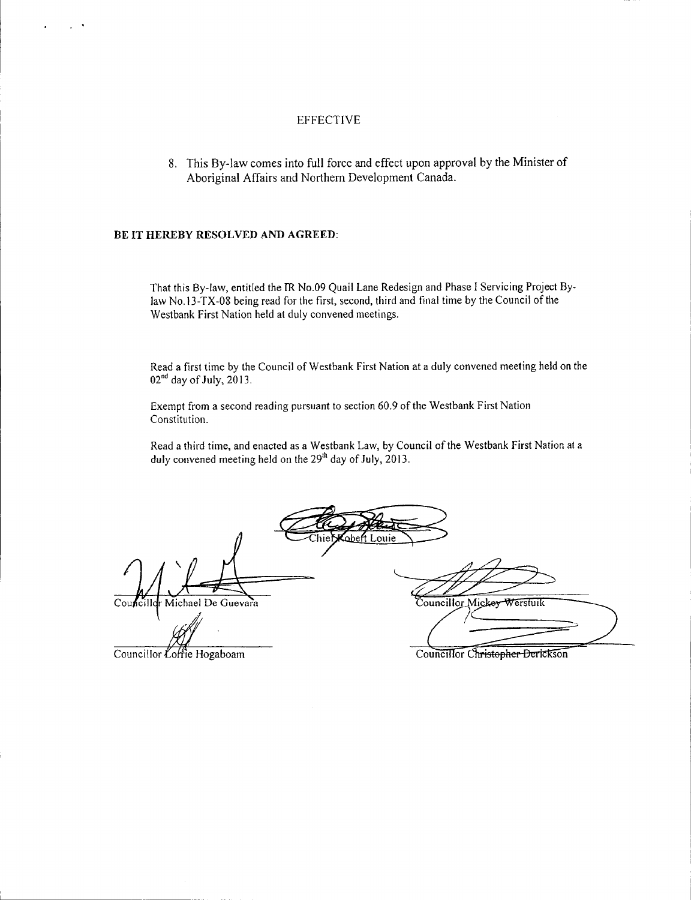## EFFECTIVE

8. This By-law comes into full force and effect upon approval by the Minister of Aboriginal Affairs and Northern Development Canada.

**BE IT HEREBY RESOLVED AND AGREED**:

That this By-law, entitled the IR No.09 Quail Lane Redesign and Phase I Servicing Project By-law No.13-TX-08 being read for the first, second, third and final time by the Council of the Westbank First Nation held at duly convened meetings.

Read a first time by the Council of Westbank First Nation at a duly convened meeting held on the 02nd day of July, 2013.

Exempt from a second reading pursuant to section 60.9 of the Westbank First Nation Constitution.

Read a third time, and enacted as a Westbank Law, by Council of the Westbank First Nation at a duly convened meeting held on the 29th day of July, 2013.

Chief Robert Louie

Councillor Michael De Guevara

Councillor Mickey Werstuik

Councillor Lorrie Hogaboam

Councillor Christopher Derickson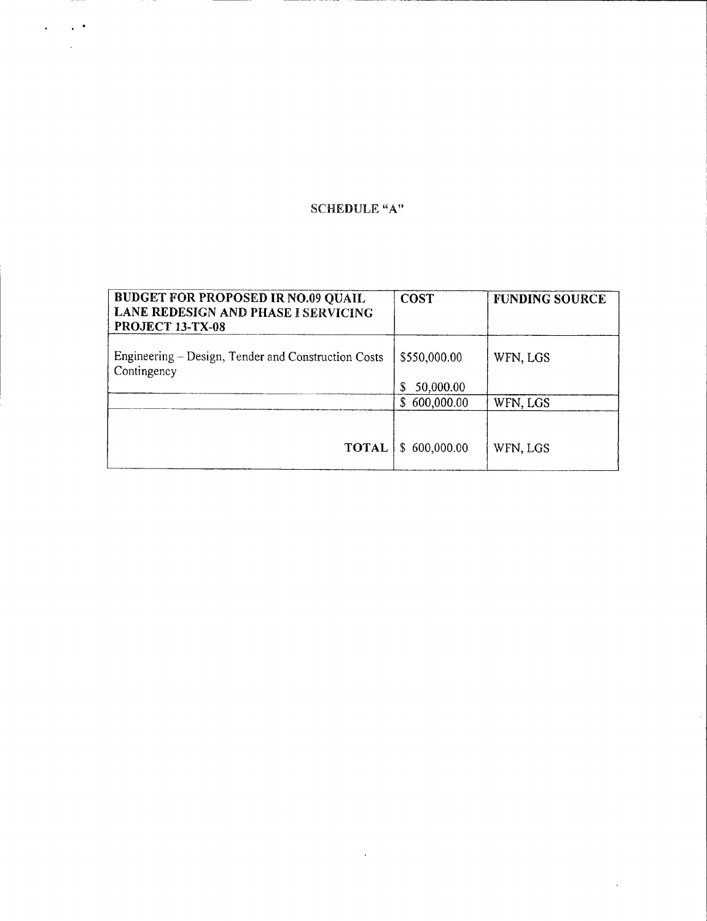SCHEDULE "A"

| BUDGET FOR PROPOSED IR NO.09 QUAIL LANE REDESIGN AND PHASE I SERVICING PROJECT 13-TX-08 | COST | FUNDING SOURCE |
| --- | --- | --- |
| Engineering – Design, Tender and Construction Costs<br>Contingency | \$550,000.00<br>\$ 50,000.00 | WFN, LGS |
| | \$ 600,000.00 | WFN, LGS |
| **TOTAL** | \$ 600,000.00 | WFN, LGS |